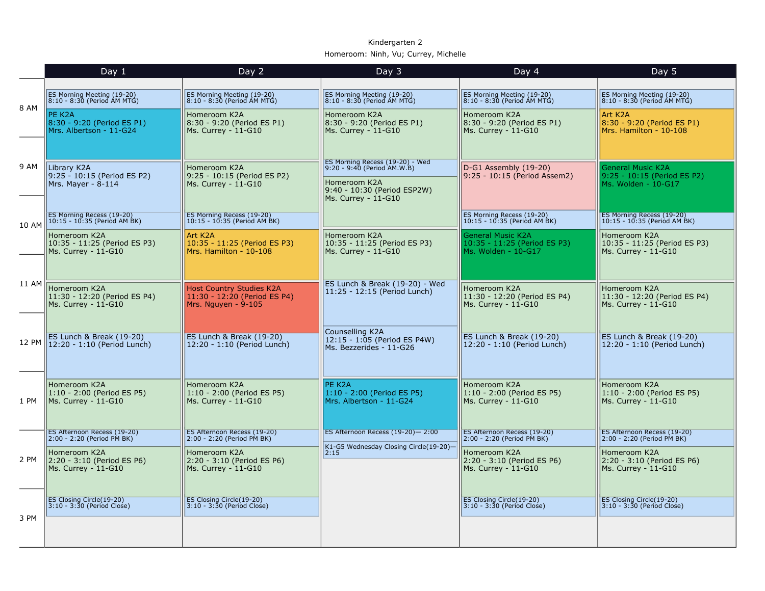Kindergarten 2

Homeroom: Ninh, Vu; Currey, Michelle

| Day 1 | Day 2 | Day 3 | Day 4 | Day 5 |
|---|---|---|---|---|
| ES Morning Meeting (19-20) 8:10 - 8:30 (Period AM MTG) | ES Morning Meeting (19-20) 8:10 - 8:30 (Period AM MTG) | ES Morning Meeting (19-20) 8:10 - 8:30 (Period AM MTG) | ES Morning Meeting (19-20) 8:10 - 8:30 (Period AM MTG) | ES Morning Meeting (19-20) 8:10 - 8:30 (Period AM MTG) |
| PE K2A 8:30 - 9:20 (Period ES P1) Mrs. Albertson - 11-G24 | Homeroom K2A 8:30 - 9:20 (Period ES P1) Ms. Currey - 11-G10 | Homeroom K2A 8:30 - 9:20 (Period ES P1) Ms. Currey - 11-G10 | Homeroom K2A 8:30 - 9:20 (Period ES P1) Ms. Currey - 11-G10 | Art K2A 8:30 - 9:20 (Period ES P1) Mrs. Hamilton - 10-108 |
| Library K2A 9:25 - 10:15 (Period ES P2) Mrs. Mayer - 8-114 | Homeroom K2A 9:25 - 10:15 (Period ES P2) Ms. Currey - 11-G10 | ES Morning Recess (19-20) - Wed 9:20 - 9:40 (Period AM.W.B) | D-G1 Assembly (19-20) 9:25 - 10:15 (Period Assem2) | General Music K2A 9:25 - 10:15 (Period ES P2) Ms. Wolden - 10-G17 |
| ES Morning Recess (19-20) 10:15 - 10:35 (Period AM BK) | ES Morning Recess (19-20) 10:15 - 10:35 (Period AM BK) | Homeroom K2A 9:40 - 10:30 (Period ESP2W) Ms. Currey - 11-G10 | ES Morning Recess (19-20) 10:15 - 10:35 (Period AM BK) | ES Morning Recess (19-20) 10:15 - 10:35 (Period AM BK) |
| Homeroom K2A 10:35 - 11:25 (Period ES P3) Ms. Currey - 11-G10 | Art K2A 10:35 - 11:25 (Period ES P3) Mrs. Hamilton - 10-108 | Homeroom K2A 10:35 - 11:25 (Period ES P3) Ms. Currey - 11-G10 | General Music K2A 10:35 - 11:25 (Period ES P3) Ms. Wolden - 10-G17 | Homeroom K2A 10:35 - 11:25 (Period ES P3) Ms. Currey - 11-G10 |
| Homeroom K2A 11:30 - 12:20 (Period ES P4) Ms. Currey - 11-G10 | Host Country Studies K2A 11:30 - 12:20 (Period ES P4) Mrs. Nguyen - 9-105 | ES Lunch & Break (19-20) - Wed 11:25 - 12:15 (Period Lunch) | Homeroom K2A 11:30 - 12:20 (Period ES P4) Ms. Currey - 11-G10 | Homeroom K2A 11:30 - 12:20 (Period ES P4) Ms. Currey - 11-G10 |
| ES Lunch & Break (19-20) 12:20 - 1:10 (Period Lunch) | ES Lunch & Break (19-20) 12:20 - 1:10 (Period Lunch) | Counselling K2A 12:15 - 1:05 (Period ES P4W) Ms. Bezzerides - 11-G26 | ES Lunch & Break (19-20) 12:20 - 1:10 (Period Lunch) | ES Lunch & Break (19-20) 12:20 - 1:10 (Period Lunch) |
| Homeroom K2A 1:10 - 2:00 (Period ES P5) Ms. Currey - 11-G10 | Homeroom K2A 1:10 - 2:00 (Period ES P5) Ms. Currey - 11-G10 | PE K2A 1:10 - 2:00 (Period ES P5) Mrs. Albertson - 11-G24 | Homeroom K2A 1:10 - 2:00 (Period ES P5) Ms. Currey - 11-G10 | Homeroom K2A 1:10 - 2:00 (Period ES P5) Ms. Currey - 11-G10 |
| ES Afternoon Recess (19-20) 2:00 - 2:20 (Period PM BK) | ES Afternoon Recess (19-20) 2:00 - 2:20 (Period PM BK) | ES Afternoon Recess (19-20)— 2:00 | ES Afternoon Recess (19-20) 2:00 - 2:20 (Period PM BK) | ES Afternoon Recess (19-20) 2:00 - 2:20 (Period PM BK) |
| Homeroom K2A 2:20 - 3:10 (Period ES P6) Ms. Currey - 11-G10 | Homeroom K2A 2:20 - 3:10 (Period ES P6) Ms. Currey - 11-G10 | K1-G5 Wednesday Closing Circle(19-20)— 2:15 | Homeroom K2A 2:20 - 3:10 (Period ES P6) Ms. Currey - 11-G10 | Homeroom K2A 2:20 - 3:10 (Period ES P6) Ms. Currey - 11-G10 |
| ES Closing Circle(19-20) 3:10 - 3:30 (Period Close) | ES Closing Circle(19-20) 3:10 - 3:30 (Period Close) | | ES Closing Circle(19-20) 3:10 - 3:30 (Period Close) | ES Closing Circle(19-20) 3:10 - 3:30 (Period Close) |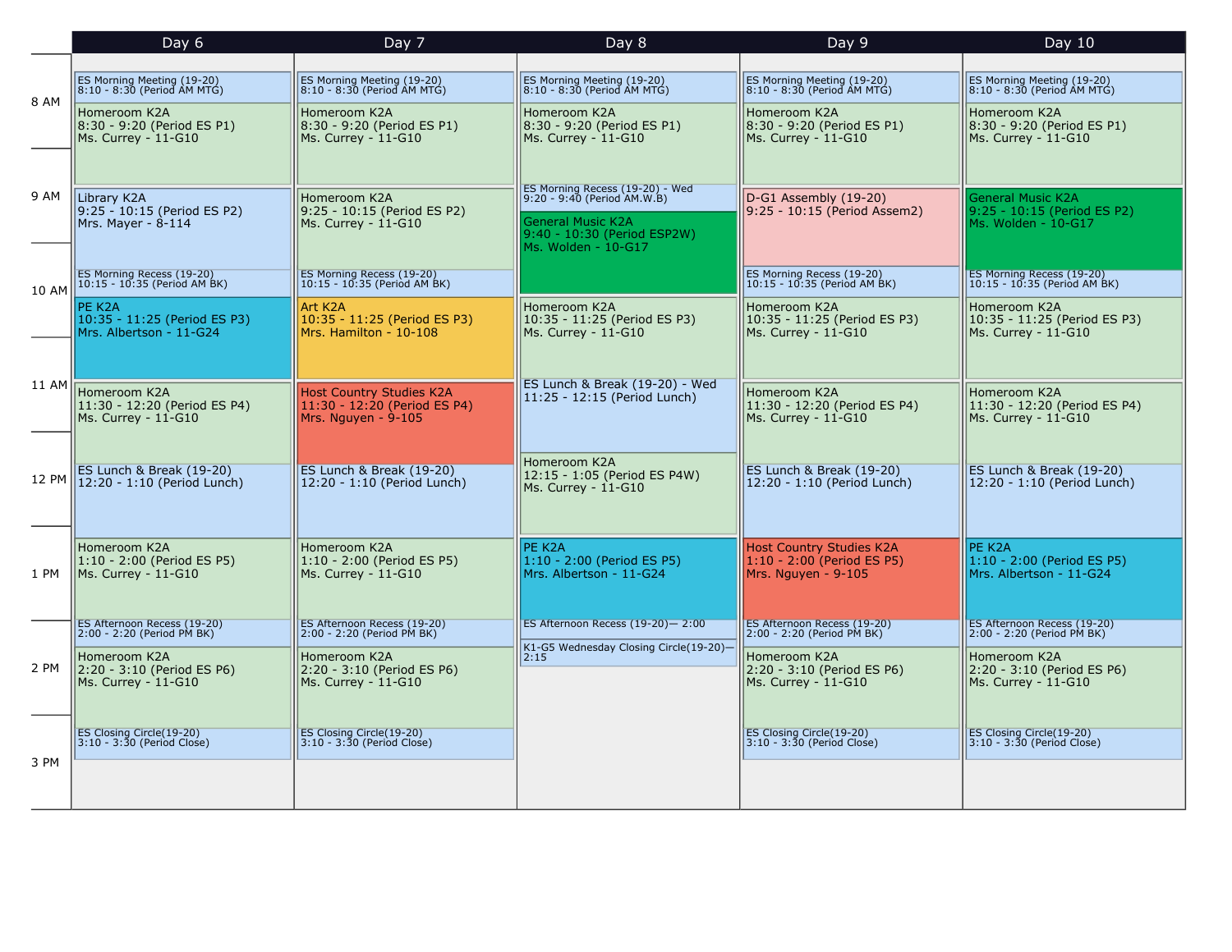| Day 6 | Day 7 | Day 8 | Day 9 | Day 10 |
|---|---|---|---|---|
| ES Morning Meeting (19-20) 8:10 - 8:30 (Period AM MTG) | ES Morning Meeting (19-20) 8:10 - 8:30 (Period AM MTG) | ES Morning Meeting (19-20) 8:10 - 8:30 (Period AM MTG) | ES Morning Meeting (19-20) 8:10 - 8:30 (Period AM MTG) | ES Morning Meeting (19-20) 8:10 - 8:30 (Period AM MTG) |
| Homeroom K2A 8:30 - 9:20 (Period ES P1) Ms. Currey - 11-G10 | Homeroom K2A 8:30 - 9:20 (Period ES P1) Ms. Currey - 11-G10 | Homeroom K2A 8:30 - 9:20 (Period ES P1) Ms. Currey - 11-G10 | Homeroom K2A 8:30 - 9:20 (Period ES P1) Ms. Currey - 11-G10 | Homeroom K2A 8:30 - 9:20 (Period ES P1) Ms. Currey - 11-G10 |
| Library K2A 9:25 - 10:15 (Period ES P2) Mrs. Mayer - 8-114 | Homeroom K2A 9:25 - 10:15 (Period ES P2) Ms. Currey - 11-G10 | ES Morning Recess (19-20) - Wed 9:20 - 9:40 (Period AM.W.B) | D-G1 Assembly (19-20) 9:25 - 10:15 (Period Assem2) | General Music K2A 9:25 - 10:15 (Period ES P2) Ms. Wolden - 10-G17 |
| ES Morning Recess (19-20) 10:15 - 10:35 (Period AM BK) | ES Morning Recess (19-20) 10:15 - 10:35 (Period AM BK) | General Music K2A 9:40 - 10:30 (Period ESP2W) Ms. Wolden - 10-G17 | ES Morning Recess (19-20) 10:15 - 10:35 (Period AM BK) | ES Morning Recess (19-20) 10:15 - 10:35 (Period AM BK) |
| PE K2A 10:35 - 11:25 (Period ES P3) Mrs. Albertson - 11-G24 | Art K2A 10:35 - 11:25 (Period ES P3) Mrs. Hamilton - 10-108 | Homeroom K2A 10:35 - 11:25 (Period ES P3) Ms. Currey - 11-G10 | Homeroom K2A 10:35 - 11:25 (Period ES P3) Ms. Currey - 11-G10 | Homeroom K2A 10:35 - 11:25 (Period ES P3) Ms. Currey - 11-G10 |
| Homeroom K2A 11:30 - 12:20 (Period ES P4) Ms. Currey - 11-G10 | Host Country Studies K2A 11:30 - 12:20 (Period ES P4) Mrs. Nguyen - 9-105 | ES Lunch & Break (19-20) - Wed 11:25 - 12:15 (Period Lunch) | Homeroom K2A 11:30 - 12:20 (Period ES P4) Ms. Currey - 11-G10 | Homeroom K2A 11:30 - 12:20 (Period ES P4) Ms. Currey - 11-G10 |
| ES Lunch & Break (19-20) 12:20 - 1:10 (Period Lunch) | ES Lunch & Break (19-20) 12:20 - 1:10 (Period Lunch) | Homeroom K2A 12:15 - 1:05 (Period ES P4W) Ms. Currey - 11-G10 | ES Lunch & Break (19-20) 12:20 - 1:10 (Period Lunch) | ES Lunch & Break (19-20) 12:20 - 1:10 (Period Lunch) |
| Homeroom K2A 1:10 - 2:00 (Period ES P5) Ms. Currey - 11-G10 | Homeroom K2A 1:10 - 2:00 (Period ES P5) Ms. Currey - 11-G10 | PE K2A 1:10 - 2:00 (Period ES P5) Mrs. Albertson - 11-G24 | Host Country Studies K2A 1:10 - 2:00 (Period ES P5) Mrs. Nguyen - 9-105 | PE K2A 1:10 - 2:00 (Period ES P5) Mrs. Albertson - 11-G24 |
| ES Afternoon Recess (19-20) 2:00 - 2:20 (Period PM BK) | ES Afternoon Recess (19-20) 2:00 - 2:20 (Period PM BK) | ES Afternoon Recess (19-20)— 2:00 | ES Afternoon Recess (19-20) 2:00 - 2:20 (Period PM BK) | ES Afternoon Recess (19-20) 2:00 - 2:20 (Period PM BK) |
| Homeroom K2A 2:20 - 3:10 (Period ES P6) Ms. Currey - 11-G10 | Homeroom K2A 2:20 - 3:10 (Period ES P6) Ms. Currey - 11-G10 | K1-G5 Wednesday Closing Circle(19-20)— 2:15 | Homeroom K2A 2:20 - 3:10 (Period ES P6) Ms. Currey - 11-G10 | Homeroom K2A 2:20 - 3:10 (Period ES P6) Ms. Currey - 11-G10 |
| ES Closing Circle(19-20) 3:10 - 3:30 (Period Close) | ES Closing Circle(19-20) 3:10 - 3:30 (Period Close) | | ES Closing Circle(19-20) 3:10 - 3:30 (Period Close) | ES Closing Circle(19-20) 3:10 - 3:30 (Period Close) |